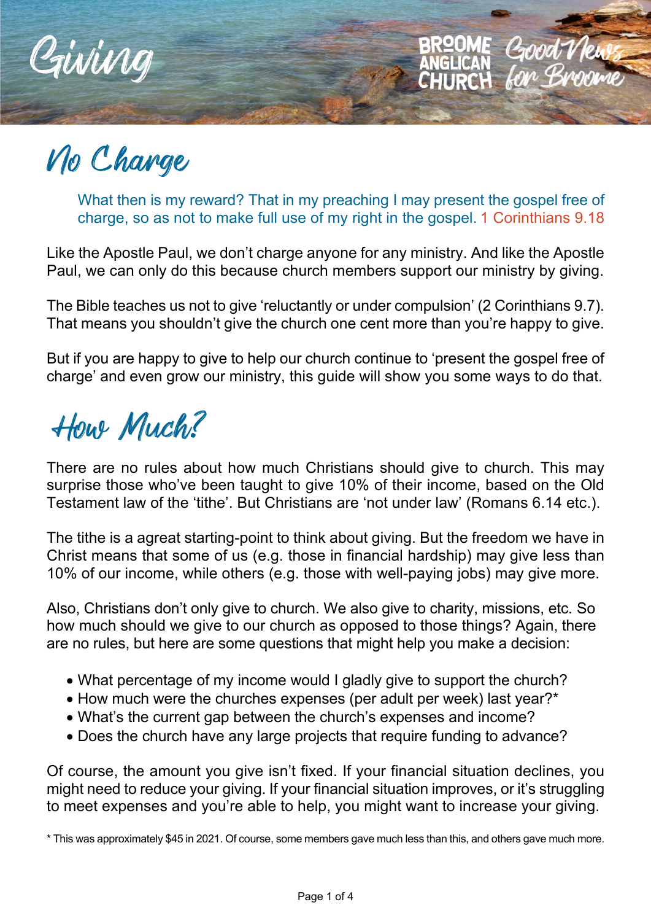# Giving

BROOME ANGLICAN CHURCH Good News for Broome

## No Charge

> What then is my reward? That in my preaching I may present the gospel free of charge, so as not to make full use of my right in the gospel. 1 Corinthians 9.18

Like the Apostle Paul, we don't charge anyone for any ministry. And like the Apostle Paul, we can only do this because church members support our ministry by giving.

The Bible teaches us not to give 'reluctantly or under compulsion' (2 Corinthians 9.7). That means you shouldn't give the church one cent more than you're happy to give.

But if you are happy to give to help our church continue to 'present the gospel free of charge' and even grow our ministry, this guide will show you some ways to do that.

## How Much?

There are no rules about how much Christians should give to church. This may surprise those who've been taught to give 10% of their income, based on the Old Testament law of the 'tithe'. But Christians are 'not under law' (Romans 6.14 etc.).

The tithe is a agreat starting-point to think about giving. But the freedom we have in Christ means that some of us (e.g. those in financial hardship) may give less than 10% of our income, while others (e.g. those with well-paying jobs) may give more.

Also, Christians don't only give to church. We also give to charity, missions, etc. So how much should we give to our church as opposed to those things? Again, there are no rules, but here are some questions that might help you make a decision:

- What percentage of my income would I gladly give to support the church?
- How much were the churches expenses (per adult per week) last year?*
- What's the current gap between the church's expenses and income?
- Does the church have any large projects that require funding to advance?

Of course, the amount you give isn't fixed. If your financial situation declines, you might need to reduce your giving. If your financial situation improves, or it's struggling to meet expenses and you're able to help, you might want to increase your giving.

\* This was approximately $45 in 2021. Of course, some members gave much less than this, and others gave much more.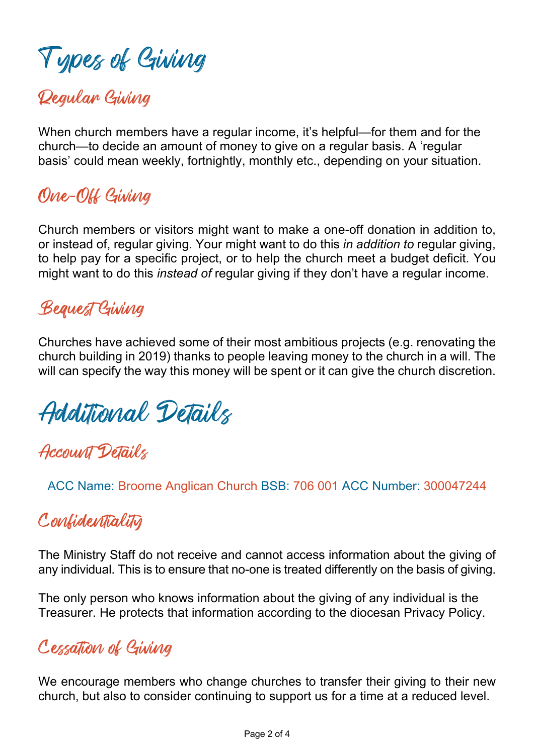# Types of Giving

## Regular Giving

When church members have a regular income, it's helpful—for them and for the church—to decide an amount of money to give on a regular basis. A 'regular basis' could mean weekly, fortnightly, monthly etc., depending on your situation.

## One-Off Giving

Church members or visitors might want to make a one-off donation in addition to, or instead of, regular giving. Your might want to do this *in addition to* regular giving, to help pay for a specific project, or to help the church meet a budget deficit. You might want to do this *instead of* regular giving if they don't have a regular income.

## Bequest Giving

Churches have achieved some of their most ambitious projects (e.g. renovating the church building in 2019) thanks to people leaving money to the church in a will. The will can specify the way this money will be spent or it can give the church discretion.

# Additional Details

## Account Details

ACC Name: Broome Anglican Church BSB: 706 001 ACC Number: 300047244

## Confidentiality

The Ministry Staff do not receive and cannot access information about the giving of any individual. This is to ensure that no-one is treated differently on the basis of giving.

The only person who knows information about the giving of any individual is the Treasurer. He protects that information according to the diocesan Privacy Policy.

## Cessation of Giving

We encourage members who change churches to transfer their giving to their new church, but also to consider continuing to support us for a time at a reduced level.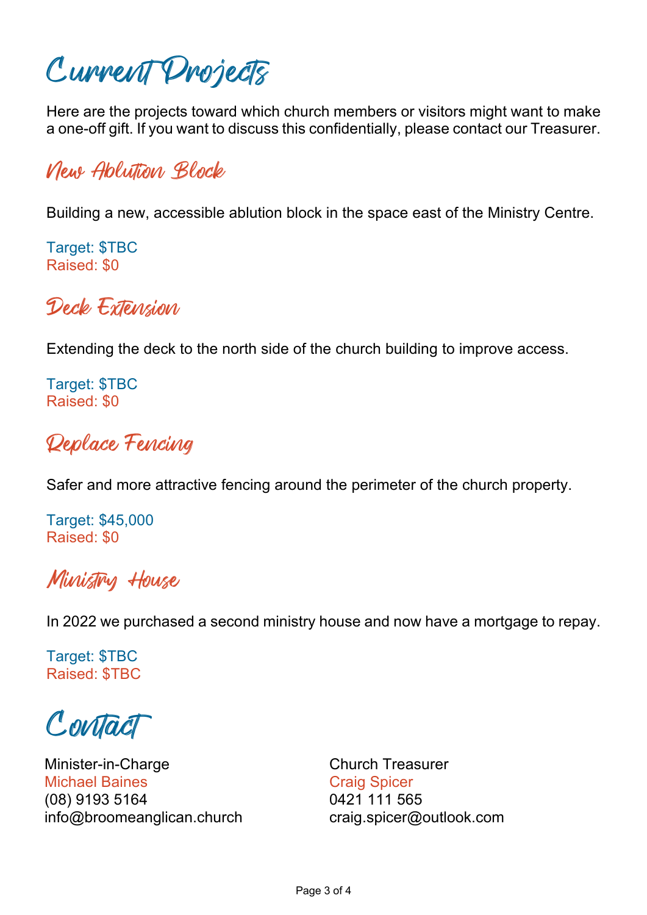# Current Projects

Here are the projects toward which church members or visitors might want to make a one-off gift. If you want to discuss this confidentially, please contact our Treasurer.

## New Ablution Block

Building a new, accessible ablution block in the space east of the Ministry Centre.

Target: $TBC
Raised: $0

## Deck Extension

Extending the deck to the north side of the church building to improve access.

Target: $TBC
Raised: $0

## Replace Fencing

Safer and more attractive fencing around the perimeter of the church property.

Target: $45,000
Raised: $0

## Ministry House

In 2022 we purchased a second ministry house and now have a mortgage to repay.

Target: $TBC
Raised: $TBC

# Contact

Minister-in-Charge
Michael Baines
(08) 9193 5164
info@broomeanglican.church

Church Treasurer
Craig Spicer
0421 111 565
craig.spicer@outlook.com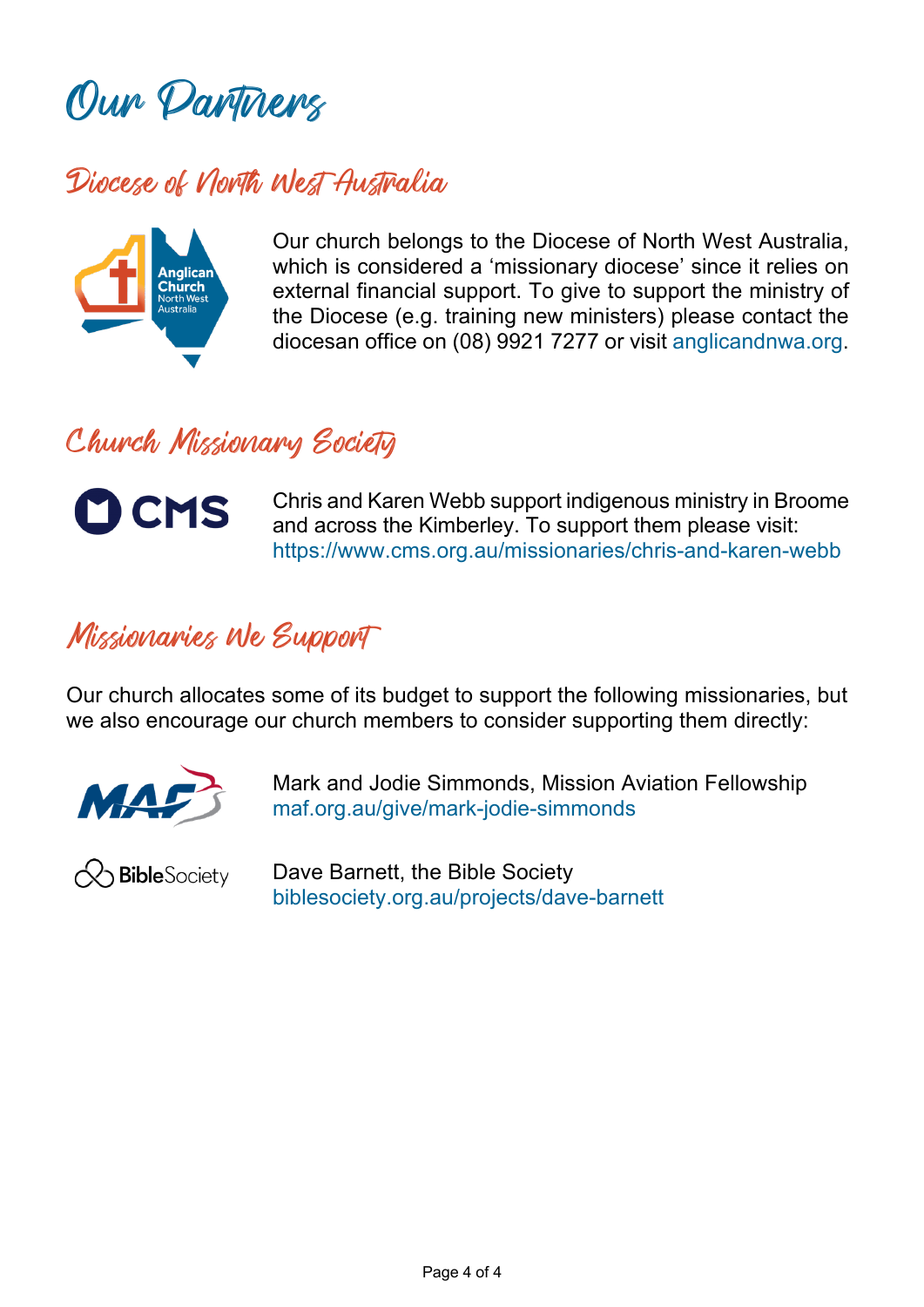# Our Partners

## Diocese of North West Australia

Our church belongs to the Diocese of North West Australia, which is considered a 'missionary diocese' since it relies on external financial support. To give to support the ministry of the Diocese (e.g. training new ministers) please contact the diocesan office on (08) 9921 7277 or visit anglicandnwa.org.

## Church Missionary Society

Chris and Karen Webb support indigenous ministry in Broome and across the Kimberley. To support them please visit: https://www.cms.org.au/missionaries/chris-and-karen-webb

## Missionaries We Support

Our church allocates some of its budget to support the following missionaries, but we also encourage our church members to consider supporting them directly:

Mark and Jodie Simmonds, Mission Aviation Fellowship
maf.org.au/give/mark-jodie-simmonds

Dave Barnett, the Bible Society
biblesociety.org.au/projects/dave-barnett